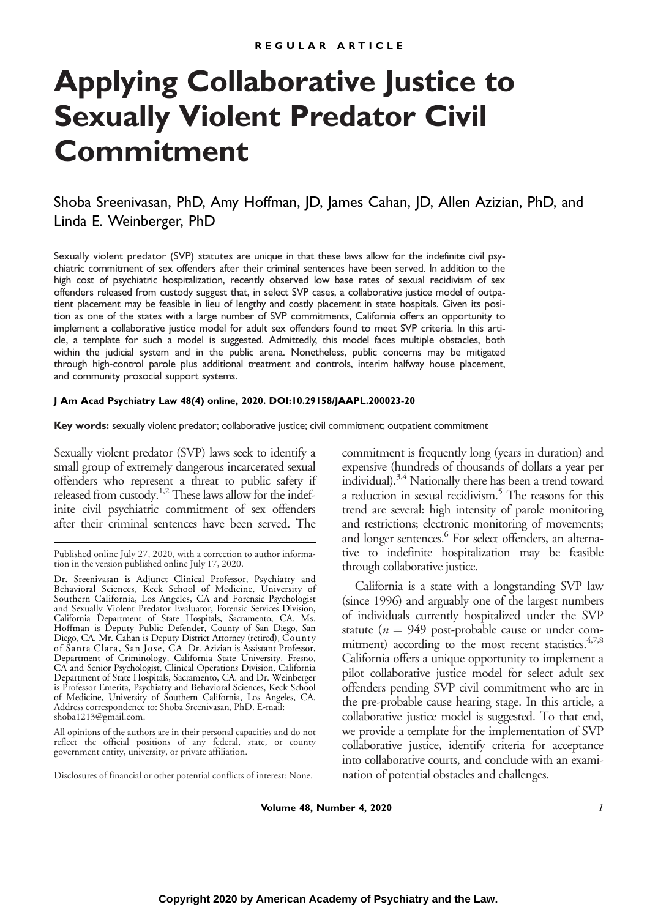REGULAR ARTICLE

# Applying Collaborative Justice to Sexually Violent Predator Civil Commitment

Shoba Sreenivasan, PhD, Amy Hoffman, JD, James Cahan, JD, Allen Azizian, PhD, and Linda E. Weinberger, PhD

Sexually violent predator (SVP) statutes are unique in that these laws allow for the indefinite civil psychiatric commitment of sex offenders after their criminal sentences have been served. In addition to the high cost of psychiatric hospitalization, recently observed low base rates of sexual recidivism of sex offenders released from custody suggest that, in select SVP cases, a collaborative justice model of outpatient placement may be feasible in lieu of lengthy and costly placement in state hospitals. Given its position as one of the states with a large number of SVP commitments, California offers an opportunity to implement a collaborative justice model for adult sex offenders found to meet SVP criteria. In this article, a template for such a model is suggested. Admittedly, this model faces multiple obstacles, both within the judicial system and in the public arena. Nonetheless, public concerns may be mitigated through high-control parole plus additional treatment and controls, interim halfway house placement, and community prosocial support systems.

**J Am Acad Psychiatry Law 48(4) online, 2020. DOI:10.29158/JAAPL.200023-20**

**Key words:** sexually violent predator; collaborative justice; civil commitment; outpatient commitment

Sexually violent predator (SVP) laws seek to identify a small group of extremely dangerous incarcerated sexual offenders who represent a threat to public safety if released from custody.[1,2] These laws allow for the indefinite civil psychiatric commitment of sex offenders after their criminal sentences have been served. The commitment is frequently long (years in duration) and expensive (hundreds of thousands of dollars a year per individual).[3,4] Nationally there has been a trend toward a reduction in sexual recidivism.[5] The reasons for this trend are several: high intensity of parole monitoring and restrictions; electronic monitoring of movements; and longer sentences.[6] For select offenders, an alternative to indefinite hospitalization may be feasible through collaborative justice.

California is a state with a longstanding SVP law (since 1996) and arguably one of the largest numbers of individuals currently hospitalized under the SVP statute ($n = 949$ post-probable cause or under commitment) according to the most recent statistics.[4,7,8] California offers a unique opportunity to implement a pilot collaborative justice model for select adult sex offenders pending SVP civil commitment who are in the pre-probable cause hearing stage. In this article, a collaborative justice model is suggested. To that end, we provide a template for the implementation of SVP collaborative justice, identify criteria for acceptance into collaborative courts, and conclude with an examination of potential obstacles and challenges.

---

Published online July 27, 2020, with a correction to author information in the version published online July 17, 2020.

Dr. Sreenivasan is Adjunct Clinical Professor, Psychiatry and Behavioral Sciences, Keck School of Medicine, University of Southern California, Los Angeles, CA and Forensic Psychologist and Sexually Violent Predator Evaluator, Forensic Services Division, California Department of State Hospitals, Sacramento, CA. Ms. Hoffman is Deputy Public Defender, County of San Diego, San Diego, CA. Mr. Cahan is Deputy District Attorney (retired), County of Santa Clara, San Jose, CA Dr. Azizian is Assistant Professor, Department of Criminology, California State University, Fresno, CA and Senior Psychologist, Clinical Operations Division, California Department of State Hospitals, Sacramento, CA. and Dr. Weinberger is Professor Emerita, Psychiatry and Behavioral Sciences, Keck School of Medicine, University of Southern California, Los Angeles, CA. Address correspondence to: Shoba Sreenivasan, PhD. E-mail: shoba1213@gmail.com.

All opinions of the authors are in their personal capacities and do not reflect the official positions of any federal, state, or county government entity, university, or private affiliation.

Disclosures of financial or other potential conflicts of interest: None.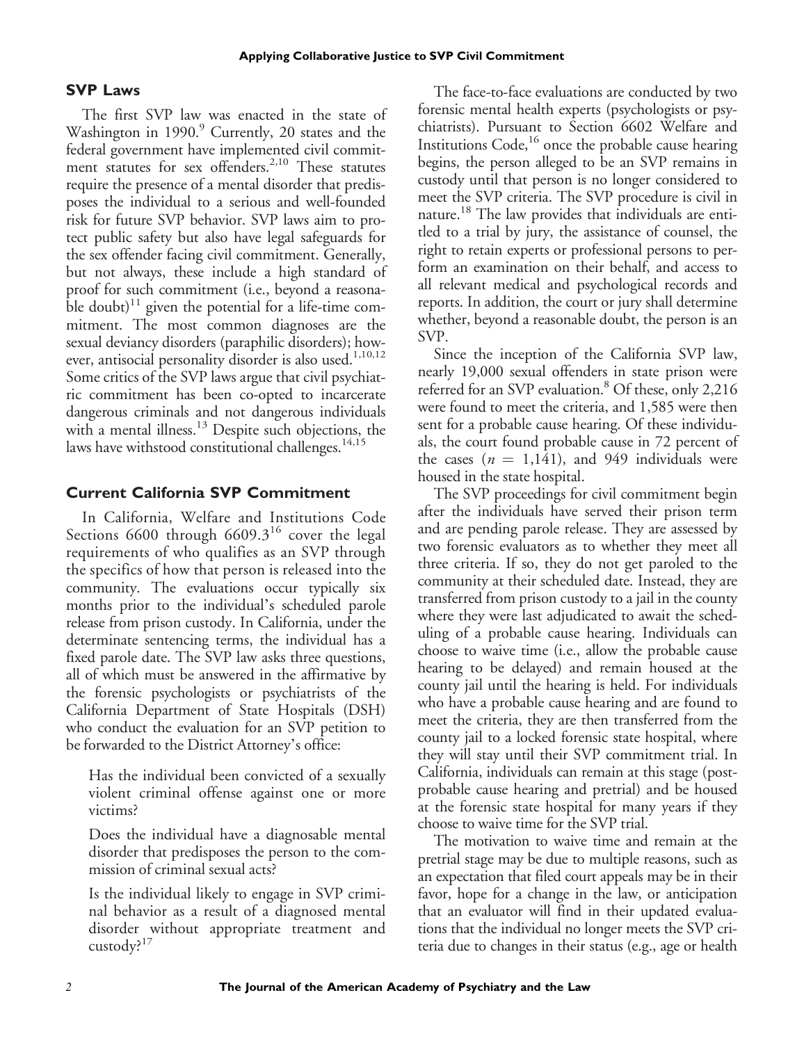## SVP Laws

The first SVP law was enacted in the state of Washington in 1990.[9] Currently, 20 states and the federal government have implemented civil commitment statutes for sex offenders.[2,10] These statutes require the presence of a mental disorder that predisposes the individual to a serious and well-founded risk for future SVP behavior. SVP laws aim to protect public safety but also have legal safeguards for the sex offender facing civil commitment. Generally, but not always, these include a high standard of proof for such commitment (i.e., beyond a reasonable doubt)[11] given the potential for a life-time commitment. The most common diagnoses are the sexual deviancy disorders (paraphilic disorders); however, antisocial personality disorder is also used.[1,10,12] Some critics of the SVP laws argue that civil psychiatric commitment has been co-opted to incarcerate dangerous criminals and not dangerous individuals with a mental illness.[13] Despite such objections, the laws have withstood constitutional challenges.[14,15]

## Current California SVP Commitment

In California, Welfare and Institutions Code Sections 6600 through 6609.3[16] cover the legal requirements of who qualifies as an SVP through the specifics of how that person is released into the community. The evaluations occur typically six months prior to the individual's scheduled parole release from prison custody. In California, under the determinate sentencing terms, the individual has a fixed parole date. The SVP law asks three questions, all of which must be answered in the affirmative by the forensic psychologists or psychiatrists of the California Department of State Hospitals (DSH) who conduct the evaluation for an SVP petition to be forwarded to the District Attorney's office:

> Has the individual been convicted of a sexually violent criminal offense against one or more victims?
>
> Does the individual have a diagnosable mental disorder that predisposes the person to the commission of criminal sexual acts?
>
> Is the individual likely to engage in SVP criminal behavior as a result of a diagnosed mental disorder without appropriate treatment and custody?[17]

The face-to-face evaluations are conducted by two forensic mental health experts (psychologists or psychiatrists). Pursuant to Section 6602 Welfare and Institutions Code,[16] once the probable cause hearing begins, the person alleged to be an SVP remains in custody until that person is no longer considered to meet the SVP criteria. The SVP procedure is civil in nature.[18] The law provides that individuals are entitled to a trial by jury, the assistance of counsel, the right to retain experts or professional persons to perform an examination on their behalf, and access to all relevant medical and psychological records and reports. In addition, the court or jury shall determine whether, beyond a reasonable doubt, the person is an SVP.

Since the inception of the California SVP law, nearly 19,000 sexual offenders in state prison were referred for an SVP evaluation.[8] Of these, only 2,216 were found to meet the criteria, and 1,585 were then sent for a probable cause hearing. Of these individuals, the court found probable cause in 72 percent of the cases ($n$ = 1,141), and 949 individuals were housed in the state hospital.

The SVP proceedings for civil commitment begin after the individuals have served their prison term and are pending parole release. They are assessed by two forensic evaluators as to whether they meet all three criteria. If so, they do not get paroled to the community at their scheduled date. Instead, they are transferred from prison custody to a jail in the county where they were last adjudicated to await the scheduling of a probable cause hearing. Individuals can choose to waive time (i.e., allow the probable cause hearing to be delayed) and remain housed at the county jail until the hearing is held. For individuals who have a probable cause hearing and are found to meet the criteria, they are then transferred from the county jail to a locked forensic state hospital, where they will stay until their SVP commitment trial. In California, individuals can remain at this stage (post-probable cause hearing and pretrial) and be housed at the forensic state hospital for many years if they choose to waive time for the SVP trial.

The motivation to waive time and remain at the pretrial stage may be due to multiple reasons, such as an expectation that filed court appeals may be in their favor, hope for a change in the law, or anticipation that an evaluator will find in their updated evaluations that the individual no longer meets the SVP criteria due to changes in their status (e.g., age or health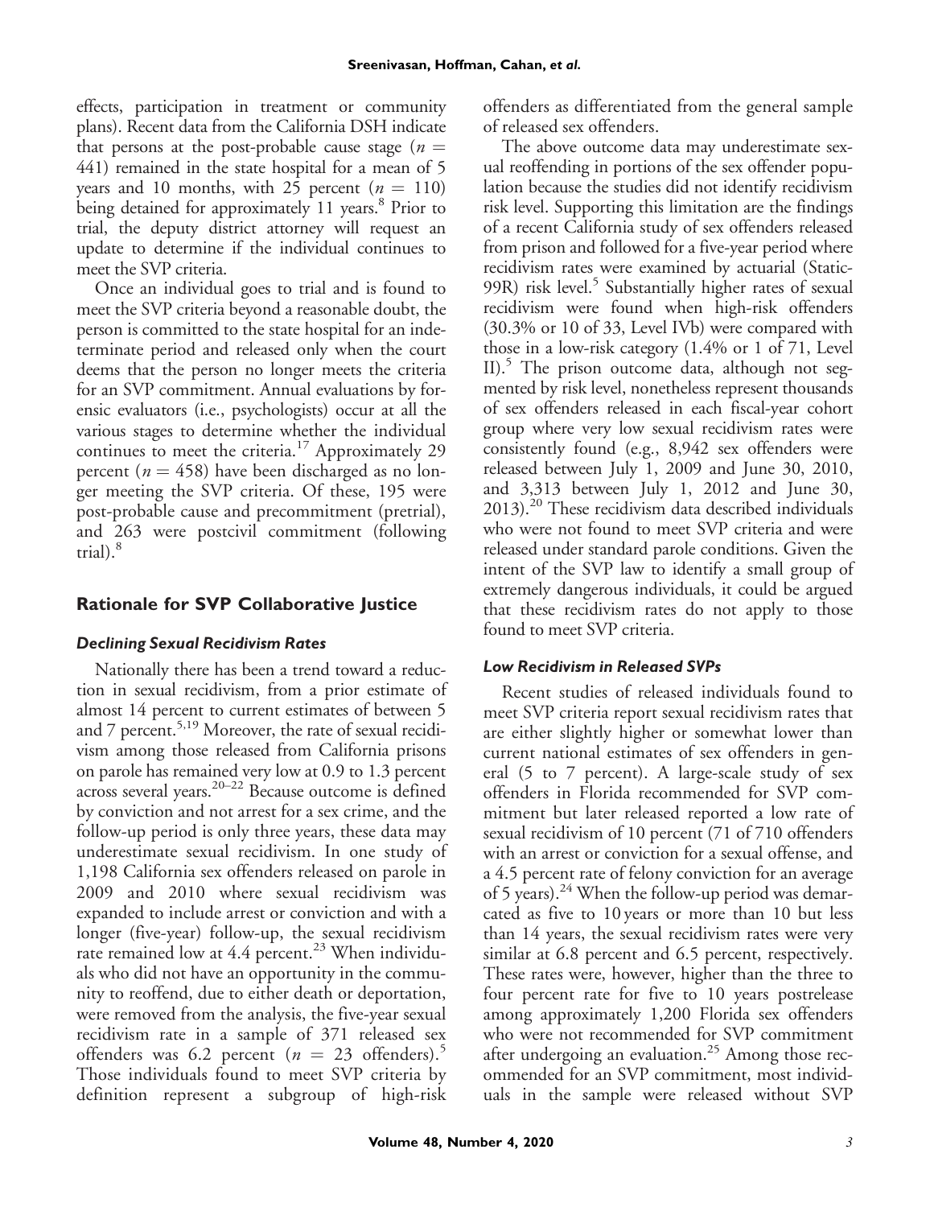effects, participation in treatment or community plans). Recent data from the California DSH indicate that persons at the post-probable cause stage ($n$ = 441) remained in the state hospital for a mean of 5 years and 10 months, with 25 percent ($n$ = 110) being detained for approximately 11 years.[8] Prior to trial, the deputy district attorney will request an update to determine if the individual continues to meet the SVP criteria.

Once an individual goes to trial and is found to meet the SVP criteria beyond a reasonable doubt, the person is committed to the state hospital for an indeterminate period and released only when the court deems that the person no longer meets the criteria for an SVP commitment. Annual evaluations by forensic evaluators (i.e., psychologists) occur at all the various stages to determine whether the individual continues to meet the criteria.[17] Approximately 29 percent ($n$ = 458) have been discharged as no longer meeting the SVP criteria. Of these, 195 were post-probable cause and precommitment (pretrial), and 263 were postcivil commitment (following trial).[8]

## Rationale for SVP Collaborative Justice

### *Declining Sexual Recidivism Rates*

Nationally there has been a trend toward a reduction in sexual recidivism, from a prior estimate of almost 14 percent to current estimates of between 5 and 7 percent.[5,19] Moreover, the rate of sexual recidivism among those released from California prisons on parole has remained very low at 0.9 to 1.3 percent across several years.[20–22] Because outcome is defined by conviction and not arrest for a sex crime, and the follow-up period is only three years, these data may underestimate sexual recidivism. In one study of 1,198 California sex offenders released on parole in 2009 and 2010 where sexual recidivism was expanded to include arrest or conviction and with a longer (five-year) follow-up, the sexual recidivism rate remained low at 4.4 percent.[23] When individuals who did not have an opportunity in the community to reoffend, due to either death or deportation, were removed from the analysis, the five-year sexual recidivism rate in a sample of 371 released sex offenders was 6.2 percent ($n$ = 23 offenders).[5] Those individuals found to meet SVP criteria by definition represent a subgroup of high-risk offenders as differentiated from the general sample of released sex offenders.

The above outcome data may underestimate sexual reoffending in portions of the sex offender population because the studies did not identify recidivism risk level. Supporting this limitation are the findings of a recent California study of sex offenders released from prison and followed for a five-year period where recidivism rates were examined by actuarial (Static-99R) risk level.[5] Substantially higher rates of sexual recidivism were found when high-risk offenders (30.3% or 10 of 33, Level IVb) were compared with those in a low-risk category (1.4% or 1 of 71, Level II).[5] The prison outcome data, although not segmented by risk level, nonetheless represent thousands of sex offenders released in each fiscal-year cohort group where very low sexual recidivism rates were consistently found (e.g., 8,942 sex offenders were released between July 1, 2009 and June 30, 2010, and 3,313 between July 1, 2012 and June 30, 2013).[20] These recidivism data described individuals who were not found to meet SVP criteria and were released under standard parole conditions. Given the intent of the SVP law to identify a small group of extremely dangerous individuals, it could be argued that these recidivism rates do not apply to those found to meet SVP criteria.

### *Low Recidivism in Released SVPs*

Recent studies of released individuals found to meet SVP criteria report sexual recidivism rates that are either slightly higher or somewhat lower than current national estimates of sex offenders in general (5 to 7 percent). A large-scale study of sex offenders in Florida recommended for SVP commitment but later released reported a low rate of sexual recidivism of 10 percent (71 of 710 offenders with an arrest or conviction for a sexual offense, and a 4.5 percent rate of felony conviction for an average of 5 years).[24] When the follow-up period was demarcated as five to 10 years or more than 10 but less than 14 years, the sexual recidivism rates were very similar at 6.8 percent and 6.5 percent, respectively. These rates were, however, higher than the three to four percent rate for five to 10 years postrelease among approximately 1,200 Florida sex offenders who were not recommended for SVP commitment after undergoing an evaluation.[25] Among those recommended for an SVP commitment, most individuals in the sample were released without SVP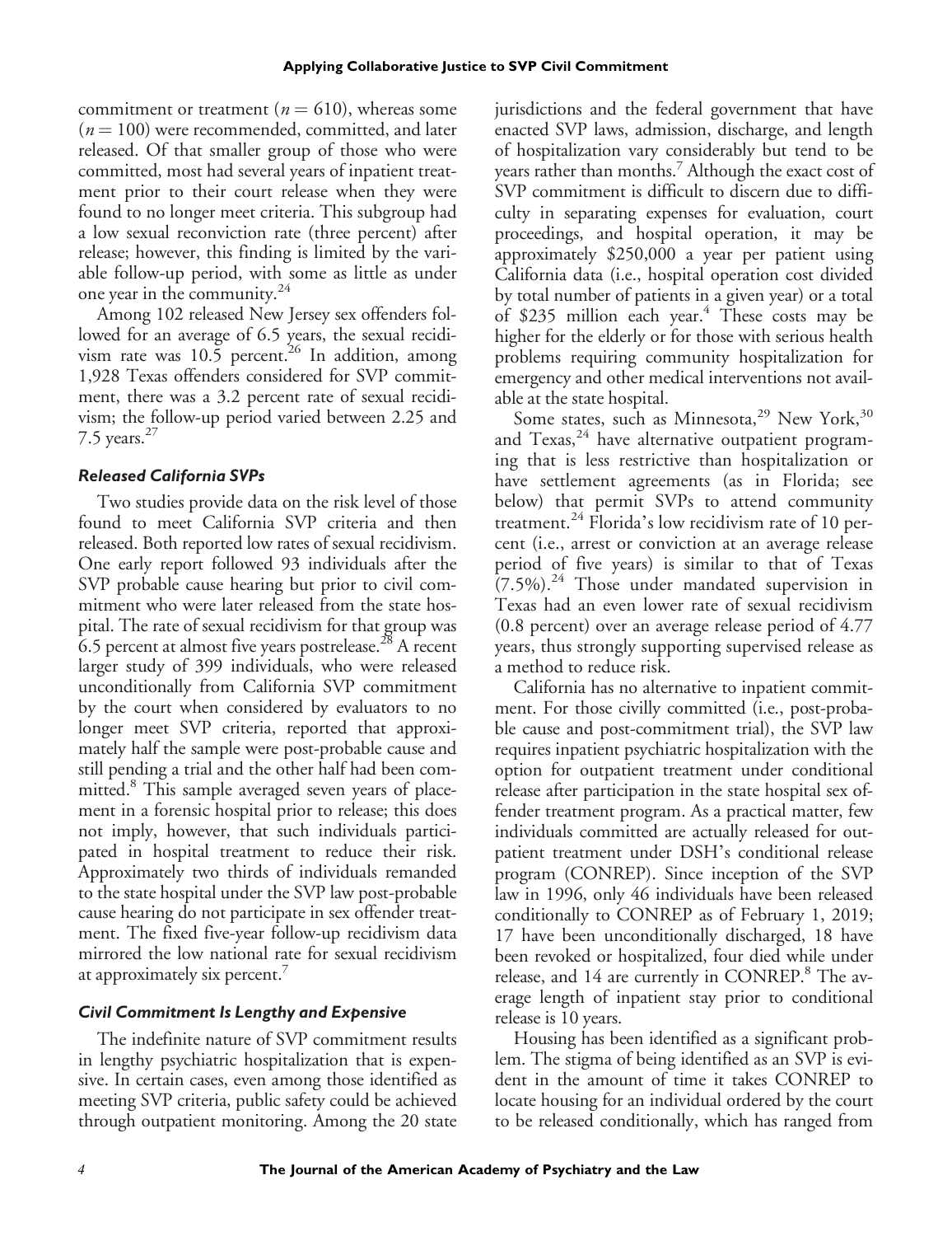commitment or treatment ($n = 610$), whereas some ($n = 100$) were recommended, committed, and later released. Of that smaller group of those who were committed, most had several years of inpatient treatment prior to their court release when they were found to no longer meet criteria. This subgroup had a low sexual reconviction rate (three percent) after release; however, this finding is limited by the variable follow-up period, with some as little as under one year in the community.[24]

Among 102 released New Jersey sex offenders followed for an average of 6.5 years, the sexual recidivism rate was 10.5 percent.[26] In addition, among 1,928 Texas offenders considered for SVP commitment, there was a 3.2 percent rate of sexual recidivism; the follow-up period varied between 2.25 and 7.5 years.[27]

### *Released California SVPs*

Two studies provide data on the risk level of those found to meet California SVP criteria and then released. Both reported low rates of sexual recidivism. One early report followed 93 individuals after the SVP probable cause hearing but prior to civil commitment who were later released from the state hospital. The rate of sexual recidivism for that group was 6.5 percent at almost five years postrelease.[28] A recent larger study of 399 individuals, who were released unconditionally from California SVP commitment by the court when considered by evaluators to no longer meet SVP criteria, reported that approximately half the sample were post-probable cause and still pending a trial and the other half had been committed.[8] This sample averaged seven years of placement in a forensic hospital prior to release; this does not imply, however, that such individuals participated in hospital treatment to reduce their risk. Approximately two thirds of individuals remanded to the state hospital under the SVP law post-probable cause hearing do not participate in sex offender treatment. The fixed five-year follow-up recidivism data mirrored the low national rate for sexual recidivism at approximately six percent.[7]

### *Civil Commitment Is Lengthy and Expensive*

The indefinite nature of SVP commitment results in lengthy psychiatric hospitalization that is expensive. In certain cases, even among those identified as meeting SVP criteria, public safety could be achieved through outpatient monitoring. Among the 20 state jurisdictions and the federal government that have enacted SVP laws, admission, discharge, and length of hospitalization vary considerably but tend to be years rather than months.[7] Although the exact cost of SVP commitment is difficult to discern due to difficulty in separating expenses for evaluation, court proceedings, and hospital operation, it may be approximately \$250,000 a year per patient using California data (i.e., hospital operation cost divided by total number of patients in a given year) or a total of \$235 million each year.[4] These costs may be higher for the elderly or for those with serious health problems requiring community hospitalization for emergency and other medical interventions not available at the state hospital.

Some states, such as Minnesota,[29] New York,[30] and Texas,[24] have alternative outpatient programming that is less restrictive than hospitalization or have settlement agreements (as in Florida; see below) that permit SVPs to attend community treatment.[24] Florida's low recidivism rate of 10 percent (i.e., arrest or conviction at an average release period of five years) is similar to that of Texas (7.5%).[24] Those under mandated supervision in Texas had an even lower rate of sexual recidivism (0.8 percent) over an average release period of 4.77 years, thus strongly supporting supervised release as a method to reduce risk.

California has no alternative to inpatient commitment. For those civilly committed (i.e., post-probable cause and post-commitment trial), the SVP law requires inpatient psychiatric hospitalization with the option for outpatient treatment under conditional release after participation in the state hospital sex offender treatment program. As a practical matter, few individuals committed are actually released for outpatient treatment under DSH's conditional release program (CONREP). Since inception of the SVP law in 1996, only 46 individuals have been released conditionally to CONREP as of February 1, 2019; 17 have been unconditionally discharged, 18 have been revoked or hospitalized, four died while under release, and 14 are currently in CONREP.[8] The average length of inpatient stay prior to conditional release is 10 years.

Housing has been identified as a significant problem. The stigma of being identified as an SVP is evident in the amount of time it takes CONREP to locate housing for an individual ordered by the court to be released conditionally, which has ranged from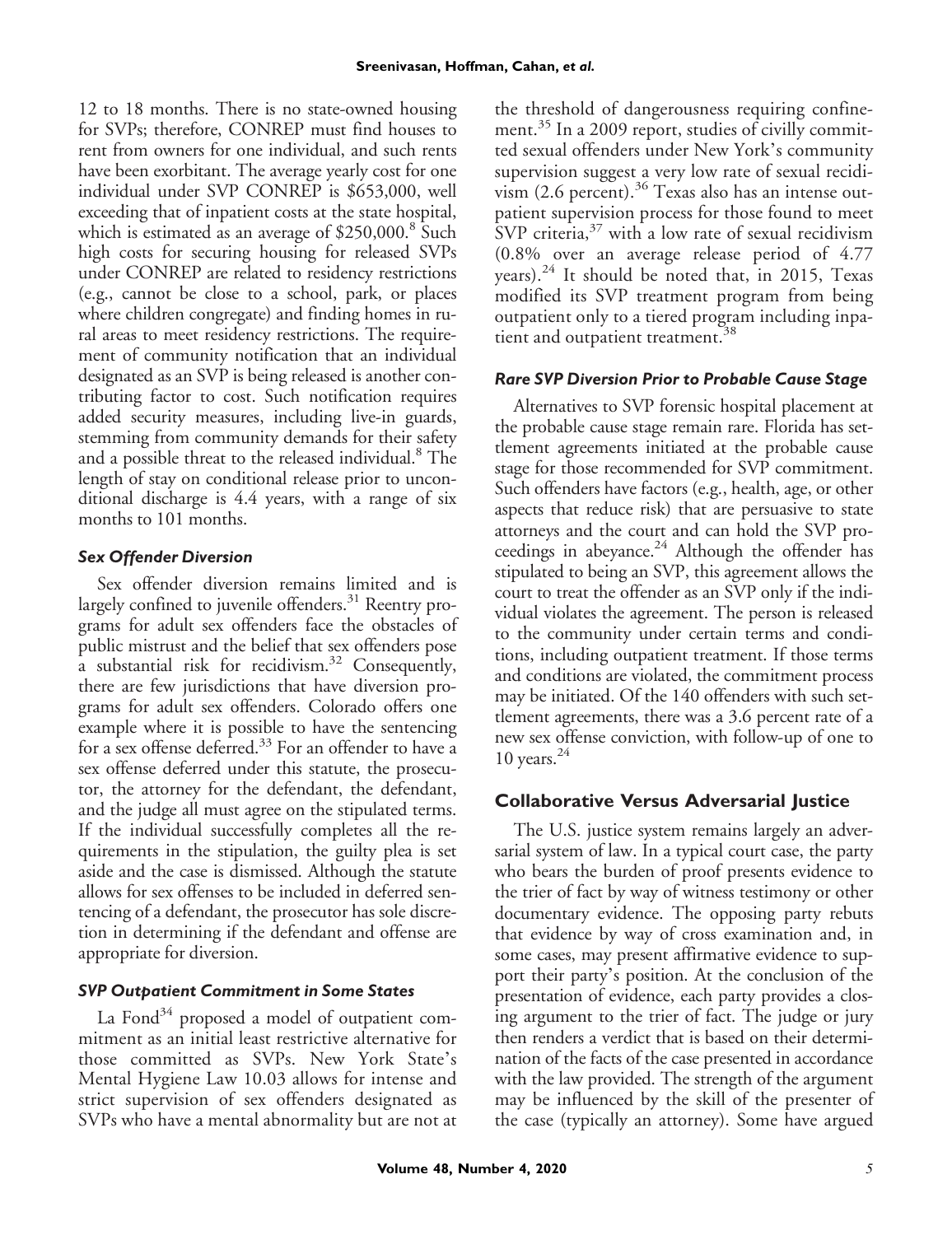12 to 18 months. There is no state-owned housing for SVPs; therefore, CONREP must find houses to rent from owners for one individual, and such rents have been exorbitant. The average yearly cost for one individual under SVP CONREP is $653,000, well exceeding that of inpatient costs at the state hospital, which is estimated as an average of $250,000.[8] Such high costs for securing housing for released SVPs under CONREP are related to residency restrictions (e.g., cannot be close to a school, park, or places where children congregate) and finding homes in rural areas to meet residency restrictions. The requirement of community notification that an individual designated as an SVP is being released is another contributing factor to cost. Such notification requires added security measures, including live-in guards, stemming from community demands for their safety and a possible threat to the released individual.[8] The length of stay on conditional release prior to unconditional discharge is 4.4 years, with a range of six months to 101 months.

### *Sex Offender Diversion*

Sex offender diversion remains limited and is largely confined to juvenile offenders.[31] Reentry programs for adult sex offenders face the obstacles of public mistrust and the belief that sex offenders pose a substantial risk for recidivism.[32] Consequently, there are few jurisdictions that have diversion programs for adult sex offenders. Colorado offers one example where it is possible to have the sentencing for a sex offense deferred.[33] For an offender to have a sex offense deferred under this statute, the prosecutor, the attorney for the defendant, the defendant, and the judge all must agree on the stipulated terms. If the individual successfully completes all the requirements in the stipulation, the guilty plea is set aside and the case is dismissed. Although the statute allows for sex offenses to be included in deferred sentencing of a defendant, the prosecutor has sole discretion in determining if the defendant and offense are appropriate for diversion.

### *SVP Outpatient Commitment in Some States*

La Fond[34] proposed a model of outpatient commitment as an initial least restrictive alternative for those committed as SVPs. New York State's Mental Hygiene Law 10.03 allows for intense and strict supervision of sex offenders designated as SVPs who have a mental abnormality but are not at the threshold of dangerousness requiring confinement.[35] In a 2009 report, studies of civilly committed sexual offenders under New York's community supervision suggest a very low rate of sexual recidivism (2.6 percent).[36] Texas also has an intense outpatient supervision process for those found to meet SVP criteria,[37] with a low rate of sexual recidivism (0.8% over an average release period of 4.77 years).[24] It should be noted that, in 2015, Texas modified its SVP treatment program from being outpatient only to a tiered program including inpatient and outpatient treatment.[38]

### *Rare SVP Diversion Prior to Probable Cause Stage*

Alternatives to SVP forensic hospital placement at the probable cause stage remain rare. Florida has settlement agreements initiated at the probable cause stage for those recommended for SVP commitment. Such offenders have factors (e.g., health, age, or other aspects that reduce risk) that are persuasive to state attorneys and the court and can hold the SVP proceedings in abeyance.[24] Although the offender has stipulated to being an SVP, this agreement allows the court to treat the offender as an SVP only if the individual violates the agreement. The person is released to the community under certain terms and conditions, including outpatient treatment. If those terms and conditions are violated, the commitment process may be initiated. Of the 140 offenders with such settlement agreements, there was a 3.6 percent rate of a new sex offense conviction, with follow-up of one to 10 years.[24]

## Collaborative Versus Adversarial Justice

The U.S. justice system remains largely an adversarial system of law. In a typical court case, the party who bears the burden of proof presents evidence to the trier of fact by way of witness testimony or other documentary evidence. The opposing party rebuts that evidence by way of cross examination and, in some cases, may present affirmative evidence to support their party's position. At the conclusion of the presentation of evidence, each party provides a closing argument to the trier of fact. The judge or jury then renders a verdict that is based on their determination of the facts of the case presented in accordance with the law provided. The strength of the argument may be influenced by the skill of the presenter of the case (typically an attorney). Some have argued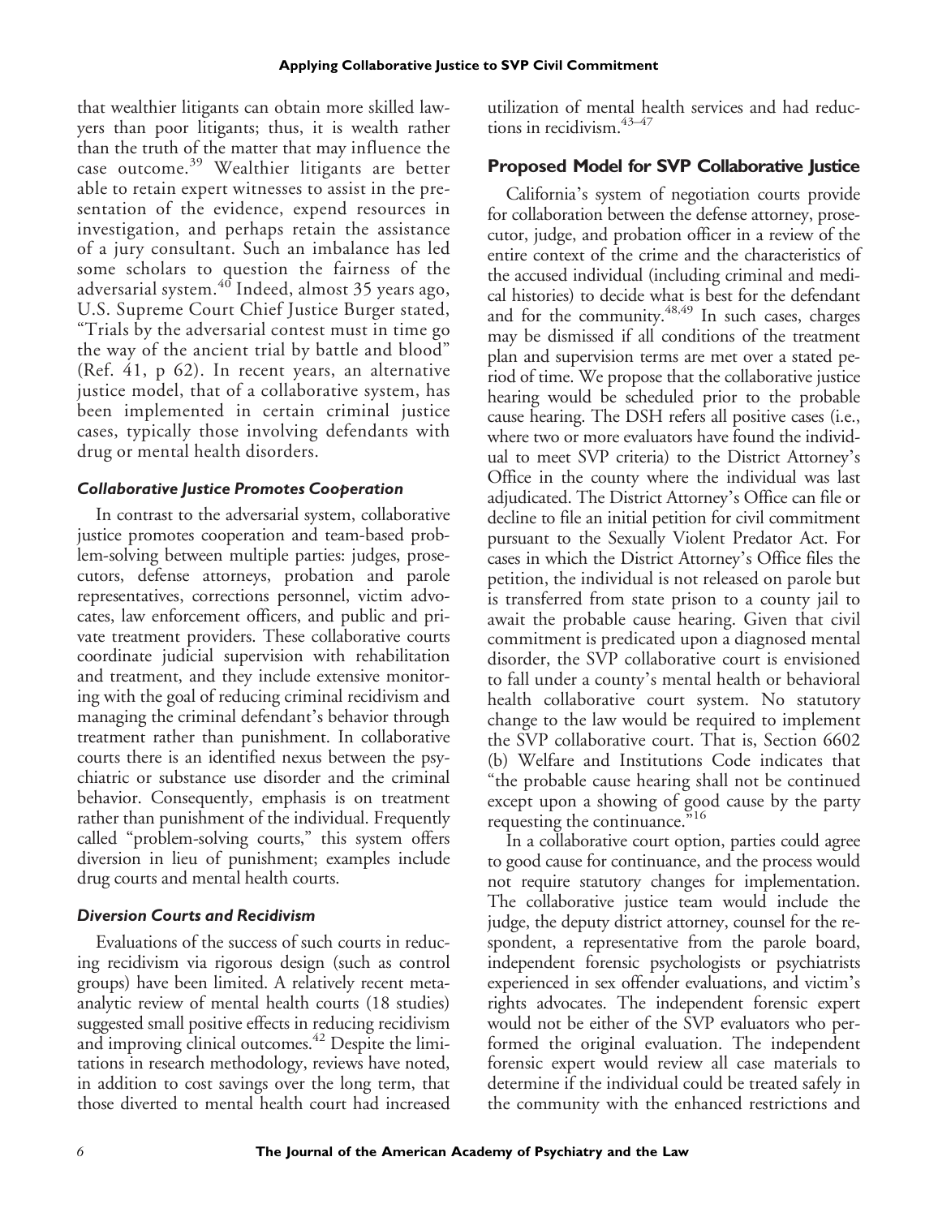that wealthier litigants can obtain more skilled lawyers than poor litigants; thus, it is wealth rather than the truth of the matter that may influence the case outcome.[39] Wealthier litigants are better able to retain expert witnesses to assist in the presentation of the evidence, expend resources in investigation, and perhaps retain the assistance of a jury consultant. Such an imbalance has led some scholars to question the fairness of the adversarial system.[40] Indeed, almost 35 years ago, U.S. Supreme Court Chief Justice Burger stated, "Trials by the adversarial contest must in time go the way of the ancient trial by battle and blood" (Ref. 41, p 62). In recent years, an alternative justice model, that of a collaborative system, has been implemented in certain criminal justice cases, typically those involving defendants with drug or mental health disorders.

### *Collaborative Justice Promotes Cooperation*

In contrast to the adversarial system, collaborative justice promotes cooperation and team-based problem-solving between multiple parties: judges, prosecutors, defense attorneys, probation and parole representatives, corrections personnel, victim advocates, law enforcement officers, and public and private treatment providers. These collaborative courts coordinate judicial supervision with rehabilitation and treatment, and they include extensive monitoring with the goal of reducing criminal recidivism and managing the criminal defendant's behavior through treatment rather than punishment. In collaborative courts there is an identified nexus between the psychiatric or substance use disorder and the criminal behavior. Consequently, emphasis is on treatment rather than punishment of the individual. Frequently called "problem-solving courts," this system offers diversion in lieu of punishment; examples include drug courts and mental health courts.

### *Diversion Courts and Recidivism*

Evaluations of the success of such courts in reducing recidivism via rigorous design (such as control groups) have been limited. A relatively recent meta-analytic review of mental health courts (18 studies) suggested small positive effects in reducing recidivism and improving clinical outcomes.[42] Despite the limitations in research methodology, reviews have noted, in addition to cost savings over the long term, that those diverted to mental health court had increased utilization of mental health services and had reductions in recidivism.[43–47]

## Proposed Model for SVP Collaborative Justice

California's system of negotiation courts provide for collaboration between the defense attorney, prosecutor, judge, and probation officer in a review of the entire context of the crime and the characteristics of the accused individual (including criminal and medical histories) to decide what is best for the defendant and for the community.[48,49] In such cases, charges may be dismissed if all conditions of the treatment plan and supervision terms are met over a stated period of time. We propose that the collaborative justice hearing would be scheduled prior to the probable cause hearing. The DSH refers all positive cases (i.e., where two or more evaluators have found the individual to meet SVP criteria) to the District Attorney's Office in the county where the individual was last adjudicated. The District Attorney's Office can file or decline to file an initial petition for civil commitment pursuant to the Sexually Violent Predator Act. For cases in which the District Attorney's Office files the petition, the individual is not released on parole but is transferred from state prison to a county jail to await the probable cause hearing. Given that civil commitment is predicated upon a diagnosed mental disorder, the SVP collaborative court is envisioned to fall under a county's mental health or behavioral health collaborative court system. No statutory change to the law would be required to implement the SVP collaborative court. That is, Section 6602 (b) Welfare and Institutions Code indicates that "the probable cause hearing shall not be continued except upon a showing of good cause by the party requesting the continuance."[16]

In a collaborative court option, parties could agree to good cause for continuance, and the process would not require statutory changes for implementation. The collaborative justice team would include the judge, the deputy district attorney, counsel for the respondent, a representative from the parole board, independent forensic psychologists or psychiatrists experienced in sex offender evaluations, and victim's rights advocates. The independent forensic expert would not be either of the SVP evaluators who performed the original evaluation. The independent forensic expert would review all case materials to determine if the individual could be treated safely in the community with the enhanced restrictions and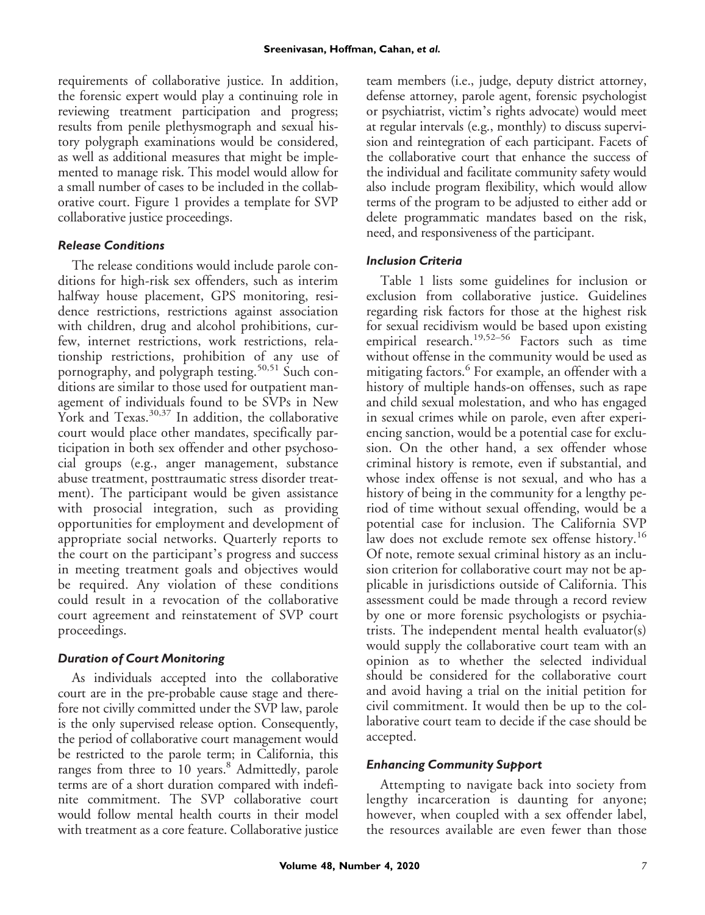requirements of collaborative justice. In addition, the forensic expert would play a continuing role in reviewing treatment participation and progress; results from penile plethysmograph and sexual history polygraph examinations would be considered, as well as additional measures that might be implemented to manage risk. This model would allow for a small number of cases to be included in the collaborative court. Figure 1 provides a template for SVP collaborative justice proceedings.

### *Release Conditions*

The release conditions would include parole conditions for high-risk sex offenders, such as interim halfway house placement, GPS monitoring, residence restrictions, restrictions against association with children, drug and alcohol prohibitions, curfew, internet restrictions, work restrictions, relationship restrictions, prohibition of any use of pornography, and polygraph testing.[50,51] Such conditions are similar to those used for outpatient management of individuals found to be SVPs in New York and Texas.[30,37] In addition, the collaborative court would place other mandates, specifically participation in both sex offender and other psychosocial groups (e.g., anger management, substance abuse treatment, posttraumatic stress disorder treatment). The participant would be given assistance with prosocial integration, such as providing opportunities for employment and development of appropriate social networks. Quarterly reports to the court on the participant's progress and success in meeting treatment goals and objectives would be required. Any violation of these conditions could result in a revocation of the collaborative court agreement and reinstatement of SVP court proceedings.

### *Duration of Court Monitoring*

As individuals accepted into the collaborative court are in the pre-probable cause stage and therefore not civilly committed under the SVP law, parole is the only supervised release option. Consequently, the period of collaborative court management would be restricted to the parole term; in California, this ranges from three to 10 years.[8] Admittedly, parole terms are of a short duration compared with indefinite commitment. The SVP collaborative court would follow mental health courts in their model with treatment as a core feature. Collaborative justice team members (i.e., judge, deputy district attorney, defense attorney, parole agent, forensic psychologist or psychiatrist, victim's rights advocate) would meet at regular intervals (e.g., monthly) to discuss supervision and reintegration of each participant. Facets of the collaborative court that enhance the success of the individual and facilitate community safety would also include program flexibility, which would allow terms of the program to be adjusted to either add or delete programmatic mandates based on the risk, need, and responsiveness of the participant.

### *Inclusion Criteria*

Table 1 lists some guidelines for inclusion or exclusion from collaborative justice. Guidelines regarding risk factors for those at the highest risk for sexual recidivism would be based upon existing empirical research.[19,52–56] Factors such as time without offense in the community would be used as mitigating factors.[6] For example, an offender with a history of multiple hands-on offenses, such as rape and child sexual molestation, and who has engaged in sexual crimes while on parole, even after experiencing sanction, would be a potential case for exclusion. On the other hand, a sex offender whose criminal history is remote, even if substantial, and whose index offense is not sexual, and who has a history of being in the community for a lengthy period of time without sexual offending, would be a potential case for inclusion. The California SVP law does not exclude remote sex offense history.[16] Of note, remote sexual criminal history as an inclusion criterion for collaborative court may not be applicable in jurisdictions outside of California. This assessment could be made through a record review by one or more forensic psychologists or psychiatrists. The independent mental health evaluator(s) would supply the collaborative court team with an opinion as to whether the selected individual should be considered for the collaborative court and avoid having a trial on the initial petition for civil commitment. It would then be up to the collaborative court team to decide if the case should be accepted.

### *Enhancing Community Support*

Attempting to navigate back into society from lengthy incarceration is daunting for anyone; however, when coupled with a sex offender label, the resources available are even fewer than those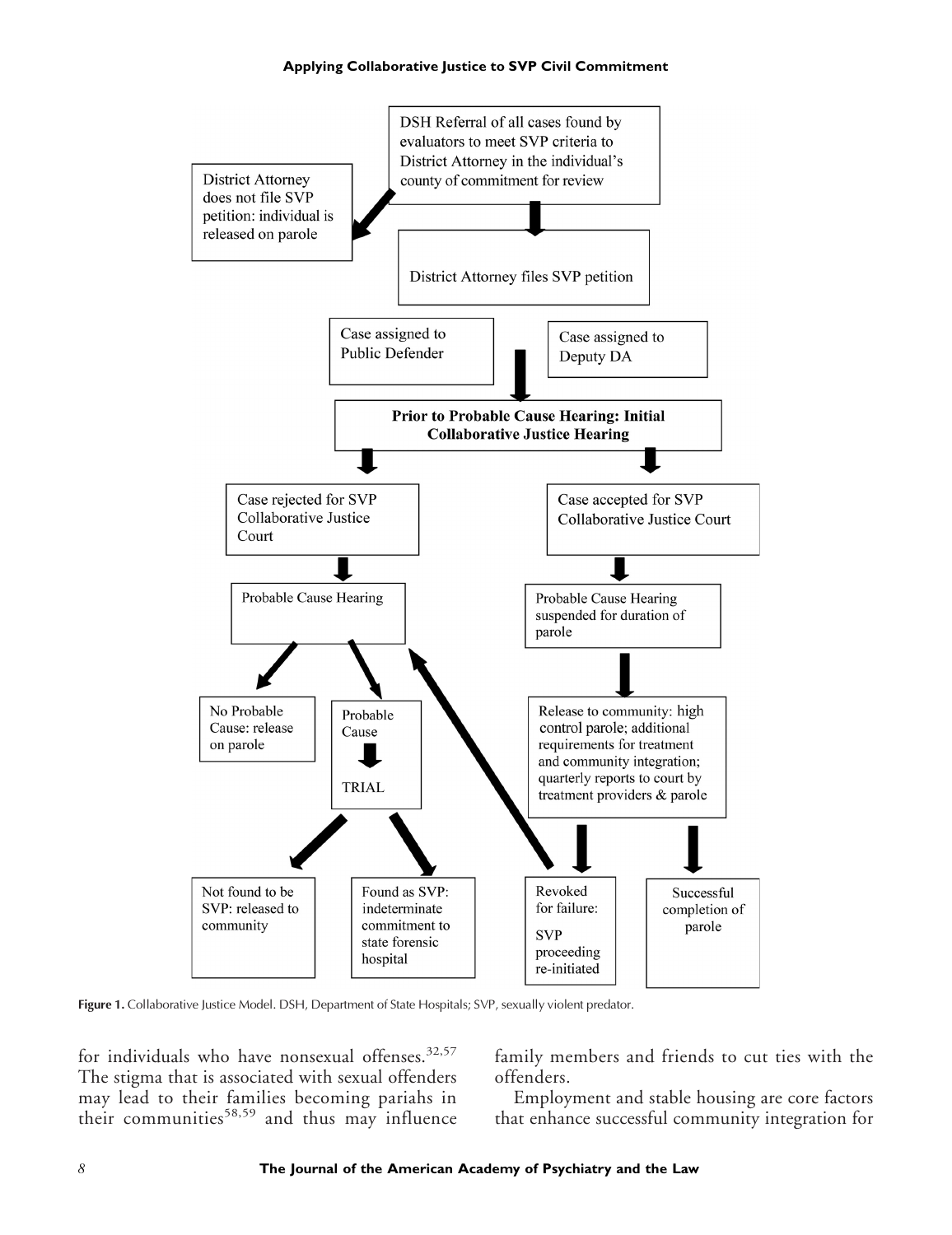DSH Referral of all cases found by evaluators to meet SVP criteria to District Attorney in the individual's county of commitment for review

District Attorney does not file SVP petition: individual is released on parole

District Attorney files SVP petition

Case assigned to Public Defender

Case assigned to Deputy DA

**Prior to Probable Cause Hearing: Initial Collaborative Justice Hearing**

Case rejected for SVP Collaborative Justice Court

Case accepted for SVP Collaborative Justice Court

Probable Cause Hearing

Probable Cause Hearing suspended for duration of parole

No Probable Cause: release on parole

Probable Cause

TRIAL

Release to community: high control parole; additional requirements for treatment and community integration; quarterly reports to court by treatment providers & parole

Not found to be SVP: released to community

Found as SVP: indeterminate commitment to state forensic hospital

Revoked for failure: SVP proceeding re-initiated

Successful completion of parole

**Figure 1.** Collaborative Justice Model. DSH, Department of State Hospitals; SVP, sexually violent predator.

for individuals who have nonsexual offenses.[32,57] The stigma that is associated with sexual offenders may lead to their families becoming pariahs in their communities[58,59] and thus may influence family members and friends to cut ties with the offenders.

Employment and stable housing are core factors that enhance successful community integration for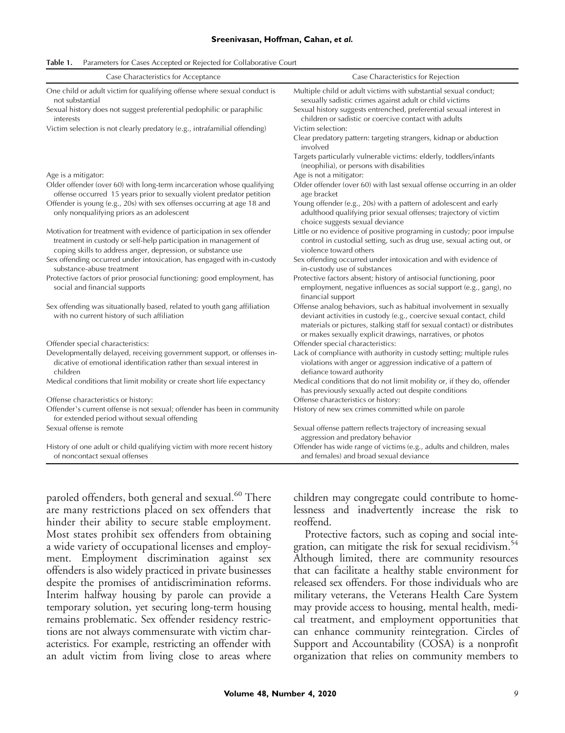**Table 1.** Parameters for Cases Accepted or Rejected for Collaborative Court

| Case Characteristics for Acceptance | Case Characteristics for Rejection |
|---|---|
| One child or adult victim for qualifying offense where sexual conduct is not substantial | Multiple child or adult victims with substantial sexual conduct; sexually sadistic crimes against adult or child victims |
| Sexual history does not suggest preferential pedophilic or paraphilic interests | Sexual history suggests entrenched, preferential sexual interest in children or sadistic or coercive contact with adults |
| Victim selection is not clearly predatory (e.g., intrafamilial offending) | Victim selection: |
| | Clear predatory pattern: targeting strangers, kidnap or abduction involved |
| | Targets particularly vulnerable victims: elderly, toddlers/infants (neophilia), or persons with disabilities |
| Age is a mitigator: | Age is not a mitigator: |
| Older offender (over 60) with long-term incarceration whose qualifying offense occurred 15 years prior to sexually violent predator petition | Older offender (over 60) with last sexual offense occurring in an older age bracket |
| Offender is young (e.g., 20s) with sex offenses occurring at age 18 and only nonqualifying priors as an adolescent | Young offender (e.g., 20s) with a pattern of adolescent and early adulthood qualifying prior sexual offenses; trajectory of victim choice suggests sexual deviance |
| Motivation for treatment with evidence of participation in sex offender treatment in custody or self-help participation in management of coping skills to address anger, depression, or substance use | Little or no evidence of positive programing in custody; poor impulse control in custodial setting, such as drug use, sexual acting out, or violence toward others |
| Sex offending occurred under intoxication, has engaged with in-custody substance-abuse treatment | Sex offending occurred under intoxication and with evidence of in-custody use of substances |
| Protective factors of prior prosocial functioning: good employment, has social and financial supports | Protective factors absent; history of antisocial functioning, poor employment, negative influences as social support (e.g., gang), no financial support |
| Sex offending was situationally based, related to youth gang affiliation with no current history of such affiliation | Offense analog behaviors, such as habitual involvement in sexually deviant activities in custody (e.g., coercive sexual contact, child materials or pictures, stalking staff for sexual contact) or distributes or makes sexually explicit drawings, narratives, or photos |
| Offender special characteristics: | Offender special characteristics: |
| Developmentally delayed, receiving government support, or offenses indicative of emotional identification rather than sexual interest in children | Lack of compliance with authority in custody setting; multiple rules violations with anger or aggression indicative of a pattern of defiance toward authority |
| Medical conditions that limit mobility or create short life expectancy | Medical conditions that do not limit mobility or, if they do, offender has previously sexually acted out despite conditions |
| Offense characteristics or history: | Offense characteristics or history: |
| Offender's current offense is not sexual; offender has been in community for extended period without sexual offending | History of new sex crimes committed while on parole |
| Sexual offense is remote | Sexual offense pattern reflects trajectory of increasing sexual aggression and predatory behavior |
| History of one adult or child qualifying victim with more recent history of noncontact sexual offenses | Offender has wide range of victims (e.g., adults and children, males and females) and broad sexual deviance |

paroled offenders, both general and sexual.[60] There are many restrictions placed on sex offenders that hinder their ability to secure stable employment. Most states prohibit sex offenders from obtaining a wide variety of occupational licenses and employment. Employment discrimination against sex offenders is also widely practiced in private businesses despite the promises of antidiscrimination reforms. Interim halfway housing by parole can provide a temporary solution, yet securing long-term housing remains problematic. Sex offender residency restrictions are not always commensurate with victim characteristics. For example, restricting an offender with an adult victim from living close to areas where children may congregate could contribute to homelessness and inadvertently increase the risk to reoffend.

Protective factors, such as coping and social integration, can mitigate the risk for sexual recidivism.[54] Although limited, there are community resources that can facilitate a healthy stable environment for released sex offenders. For those individuals who are military veterans, the Veterans Health Care System may provide access to housing, mental health, medical treatment, and employment opportunities that can enhance community reintegration. Circles of Support and Accountability (COSA) is a nonprofit organization that relies on community members to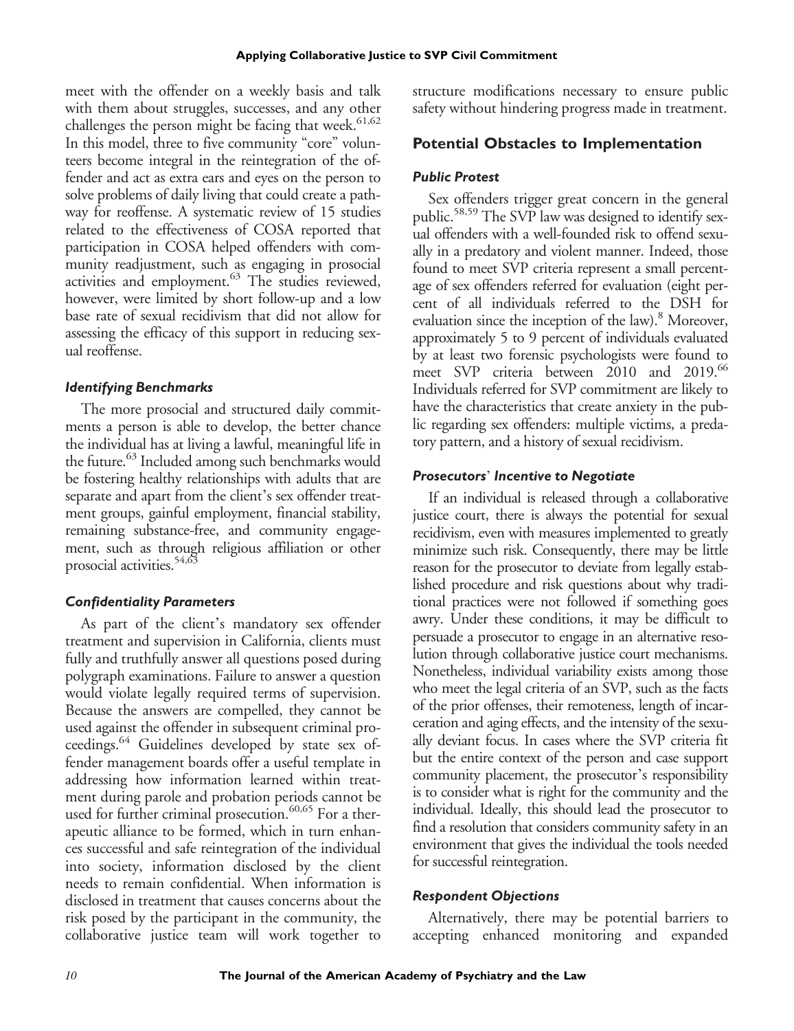meet with the offender on a weekly basis and talk with them about struggles, successes, and any other challenges the person might be facing that week.[61,62] In this model, three to five community "core" volunteers become integral in the reintegration of the offender and act as extra ears and eyes on the person to solve problems of daily living that could create a pathway for reoffense. A systematic review of 15 studies related to the effectiveness of COSA reported that participation in COSA helped offenders with community readjustment, such as engaging in prosocial activities and employment.[63] The studies reviewed, however, were limited by short follow-up and a low base rate of sexual recidivism that did not allow for assessing the efficacy of this support in reducing sexual reoffense.

### *Identifying Benchmarks*

The more prosocial and structured daily commitments a person is able to develop, the better chance the individual has at living a lawful, meaningful life in the future.[63] Included among such benchmarks would be fostering healthy relationships with adults that are separate and apart from the client's sex offender treatment groups, gainful employment, financial stability, remaining substance-free, and community engagement, such as through religious affiliation or other prosocial activities.[54,63]

### *Confidentiality Parameters*

As part of the client's mandatory sex offender treatment and supervision in California, clients must fully and truthfully answer all questions posed during polygraph examinations. Failure to answer a question would violate legally required terms of supervision. Because the answers are compelled, they cannot be used against the offender in subsequent criminal proceedings.[64] Guidelines developed by state sex offender management boards offer a useful template in addressing how information learned within treatment during parole and probation periods cannot be used for further criminal prosecution.[60,65] For a therapeutic alliance to be formed, which in turn enhances successful and safe reintegration of the individual into society, information disclosed by the client needs to remain confidential. When information is disclosed in treatment that causes concerns about the risk posed by the participant in the community, the collaborative justice team will work together to structure modifications necessary to ensure public safety without hindering progress made in treatment.

## Potential Obstacles to Implementation

### *Public Protest*

Sex offenders trigger great concern in the general public.[58,59] The SVP law was designed to identify sexual offenders with a well-founded risk to offend sexually in a predatory and violent manner. Indeed, those found to meet SVP criteria represent a small percentage of sex offenders referred for evaluation (eight percent of all individuals referred to the DSH for evaluation since the inception of the law).[8] Moreover, approximately 5 to 9 percent of individuals evaluated by at least two forensic psychologists were found to meet SVP criteria between 2010 and 2019.[66] Individuals referred for SVP commitment are likely to have the characteristics that create anxiety in the public regarding sex offenders: multiple victims, a predatory pattern, and a history of sexual recidivism.

### *Prosecutors' Incentive to Negotiate*

If an individual is released through a collaborative justice court, there is always the potential for sexual recidivism, even with measures implemented to greatly minimize such risk. Consequently, there may be little reason for the prosecutor to deviate from legally established procedure and risk questions about why traditional practices were not followed if something goes awry. Under these conditions, it may be difficult to persuade a prosecutor to engage in an alternative resolution through collaborative justice court mechanisms. Nonetheless, individual variability exists among those who meet the legal criteria of an SVP, such as the facts of the prior offenses, their remoteness, length of incarceration and aging effects, and the intensity of the sexually deviant focus. In cases where the SVP criteria fit but the entire context of the person and case support community placement, the prosecutor's responsibility is to consider what is right for the community and the individual. Ideally, this should lead the prosecutor to find a resolution that considers community safety in an environment that gives the individual the tools needed for successful reintegration.

### *Respondent Objections*

Alternatively, there may be potential barriers to accepting enhanced monitoring and expanded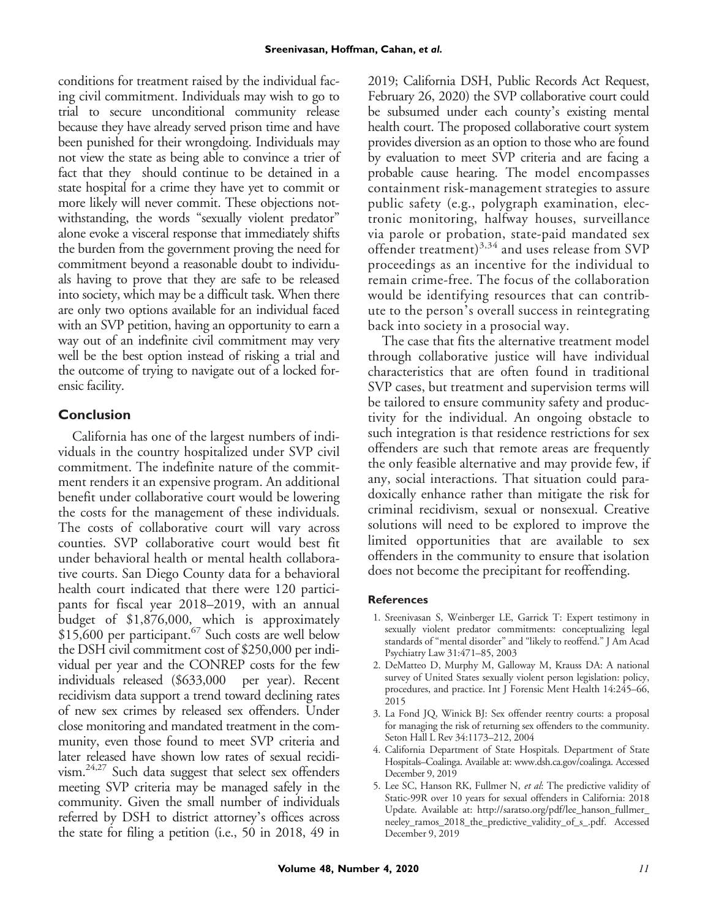conditions for treatment raised by the individual facing civil commitment. Individuals may wish to go to trial to secure unconditional community release because they have already served prison time and have been punished for their wrongdoing. Individuals may not view the state as being able to convince a trier of fact that they should continue to be detained in a state hospital for a crime they have yet to commit or more likely will never commit. These objections notwithstanding, the words "sexually violent predator" alone evoke a visceral response that immediately shifts the burden from the government proving the need for commitment beyond a reasonable doubt to individuals having to prove that they are safe to be released into society, which may be a difficult task. When there are only two options available for an individual faced with an SVP petition, having an opportunity to earn a way out of an indefinite civil commitment may very well be the best option instead of risking a trial and the outcome of trying to navigate out of a locked forensic facility.

## Conclusion

California has one of the largest numbers of individuals in the country hospitalized under SVP civil commitment. The indefinite nature of the commitment renders it an expensive program. An additional benefit under collaborative court would be lowering the costs for the management of these individuals. The costs of collaborative court will vary across counties. SVP collaborative court would best fit under behavioral health or mental health collaborative courts. San Diego County data for a behavioral health court indicated that there were 120 participants for fiscal year 2018–2019, with an annual budget of $1,876,000, which is approximately $15,600 per participant.[67] Such costs are well below the DSH civil commitment cost of $250,000 per individual per year and the CONREP costs for the few individuals released ($633,000 per year). Recent recidivism data support a trend toward declining rates of new sex crimes by released sex offenders. Under close monitoring and mandated treatment in the community, even those found to meet SVP criteria and later released have shown low rates of sexual recidivism.[24,27] Such data suggest that select sex offenders meeting SVP criteria may be managed safely in the community. Given the small number of individuals referred by DSH to district attorney's offices across the state for filing a petition (i.e., 50 in 2018, 49 in 2019; California DSH, Public Records Act Request, February 26, 2020) the SVP collaborative court could be subsumed under each county's existing mental health court. The proposed collaborative court system provides diversion as an option to those who are found by evaluation to meet SVP criteria and are facing a probable cause hearing. The model encompasses containment risk-management strategies to assure public safety (e.g., polygraph examination, electronic monitoring, halfway houses, surveillance via parole or probation, state-paid mandated sex offender treatment)[3,34] and uses release from SVP proceedings as an incentive for the individual to remain crime-free. The focus of the collaboration would be identifying resources that can contribute to the person's overall success in reintegrating back into society in a prosocial way.

The case that fits the alternative treatment model through collaborative justice will have individual characteristics that are often found in traditional SVP cases, but treatment and supervision terms will be tailored to ensure community safety and productivity for the individual. An ongoing obstacle to such integration is that residence restrictions for sex offenders are such that remote areas are frequently the only feasible alternative and may provide few, if any, social interactions. That situation could paradoxically enhance rather than mitigate the risk for criminal recidivism, sexual or nonsexual. Creative solutions will need to be explored to improve the limited opportunities that are available to sex offenders in the community to ensure that isolation does not become the precipitant for reoffending.

### References

1. Sreenivasan S, Weinberger LE, Garrick T: Expert testimony in sexually violent predator commitments: conceptualizing legal standards of "mental disorder" and "likely to reoffend." J Am Acad Psychiatry Law 31:471–85, 2003
2. DeMatteo D, Murphy M, Galloway M, Krauss DA: A national survey of United States sexually violent person legislation: policy, procedures, and practice. Int J Forensic Ment Health 14:245–66, 2015
3. La Fond JQ, Winick BJ: Sex offender reentry courts: a proposal for managing the risk of returning sex offenders to the community. Seton Hall L Rev 34:1173–212, 2004
4. California Department of State Hospitals. Department of State Hospitals–Coalinga. Available at: www.dsh.ca.gov/coalinga. Accessed December 9, 2019
5. Lee SC, Hanson RK, Fullmer N, *et al*: The predictive validity of Static-99R over 10 years for sexual offenders in California: 2018 Update. Available at: http://saratso.org/pdf/lee_hanson_fullmer_neeley_ramos_2018_the_predictive_validity_of_s_.pdf. Accessed December 9, 2019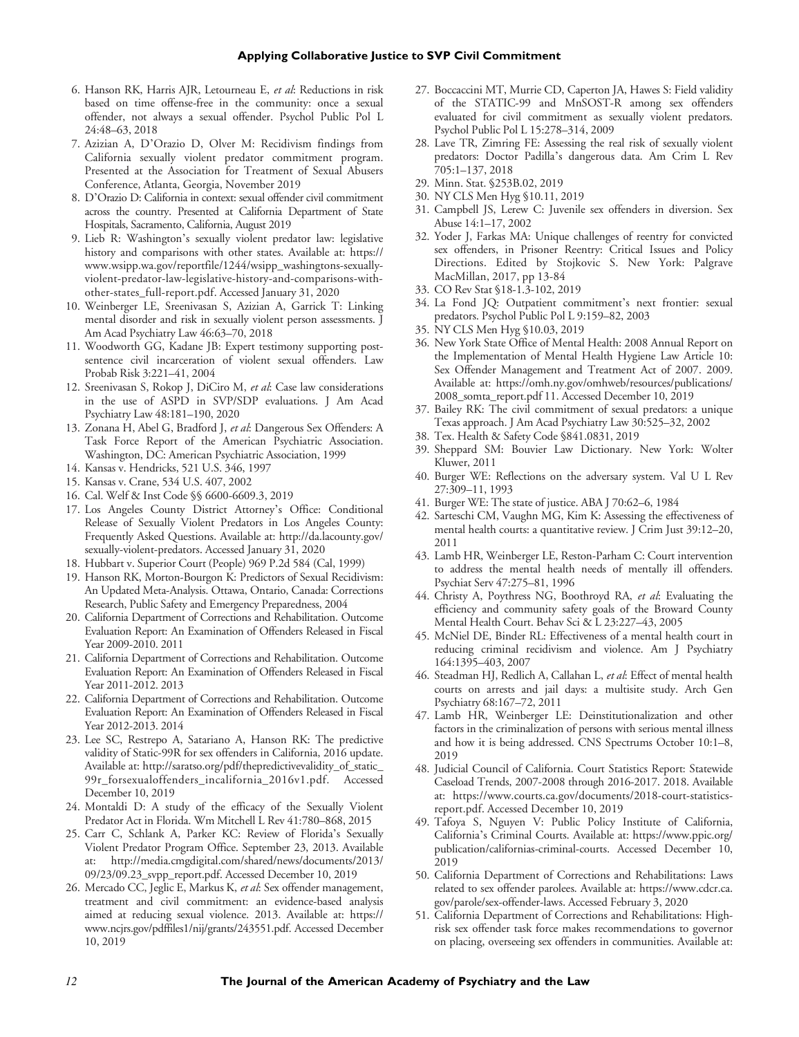6. Hanson RK, Harris AJR, Letourneau E, *et al*: Reductions in risk based on time offense-free in the community: once a sexual offender, not always a sexual offender. Psychol Public Pol L 24:48–63, 2018
7. Azizian A, D'Orazio D, Olver M: Recidivism findings from California sexually violent predator commitment program. Presented at the Association for Treatment of Sexual Abusers Conference, Atlanta, Georgia, November 2019
8. D'Orazio D: California in context: sexual offender civil commitment across the country. Presented at California Department of State Hospitals, Sacramento, California, August 2019
9. Lieb R: Washington's sexually violent predator law: legislative history and comparisons with other states. Available at: https://www.wsipp.wa.gov/reportfile/1244/wsipp_washingtons-sexually-violent-predator-law-legislative-history-and-comparisons-with-other-states_full-report.pdf. Accessed January 31, 2020
10. Weinberger LE, Sreenivasan S, Azizian A, Garrick T: Linking mental disorder and risk in sexually violent person assessments. J Am Acad Psychiatry Law 46:63–70, 2018
11. Woodworth GG, Kadane JB: Expert testimony supporting post-sentence civil incarceration of violent sexual offenders. Law Probab Risk 3:221–41, 2004
12. Sreenivasan S, Rokop J, DiCiro M, *et al*: Case law considerations in the use of ASPD in SVP/SDP evaluations. J Am Acad Psychiatry Law 48:181–190, 2020
13. Zonana H, Abel G, Bradford J, *et al*: Dangerous Sex Offenders: A Task Force Report of the American Psychiatric Association. Washington, DC: American Psychiatric Association, 1999
14. Kansas v. Hendricks, 521 U.S. 346, 1997
15. Kansas v. Crane, 534 U.S. 407, 2002
16. Cal. Welf & Inst Code §§ 6600-6609.3, 2019
17. Los Angeles County District Attorney's Office: Conditional Release of Sexually Violent Predators in Los Angeles County: Frequently Asked Questions. Available at: http://da.lacounty.gov/sexually-violent-predators. Accessed January 31, 2020
18. Hubbart v. Superior Court (People) 969 P.2d 584 (Cal, 1999)
19. Hanson RK, Morton-Bourgon K: Predictors of Sexual Recidivism: An Updated Meta-Analysis. Ottawa, Ontario, Canada: Corrections Research, Public Safety and Emergency Preparedness, 2004
20. California Department of Corrections and Rehabilitation. Outcome Evaluation Report: An Examination of Offenders Released in Fiscal Year 2009-2010. 2011
21. California Department of Corrections and Rehabilitation. Outcome Evaluation Report: An Examination of Offenders Released in Fiscal Year 2011-2012. 2013
22. California Department of Corrections and Rehabilitation. Outcome Evaluation Report: An Examination of Offenders Released in Fiscal Year 2012-2013. 2014
23. Lee SC, Restrepo A, Satariano A, Hanson RK: The predictive validity of Static-99R for sex offenders in California, 2016 update. Available at: http://saratso.org/pdf/thepredictivevalidity_of_static_99r_forsexualoffenders_incalifornia_2016v1.pdf. Accessed December 10, 2019
24. Montaldi D: A study of the efficacy of the Sexually Violent Predator Act in Florida. Wm Mitchell L Rev 41:780–868, 2015
25. Carr C, Schlank A, Parker KC: Review of Florida's Sexually Violent Predator Program Office. September 23, 2013. Available at: http://media.cmgdigital.com/shared/news/documents/2013/09/23/09.23_svpp_report.pdf. Accessed December 10, 2019
26. Mercado CC, Jeglic E, Markus K, *et al*: Sex offender management, treatment and civil commitment: an evidence-based analysis aimed at reducing sexual violence. 2013. Available at: https://www.ncjrs.gov/pdffiles1/nij/grants/243551.pdf. Accessed December 10, 2019
27. Boccaccini MT, Murrie CD, Caperton JA, Hawes S: Field validity of the STATIC-99 and MnSOST-R among sex offenders evaluated for civil commitment as sexually violent predators. Psychol Public Pol L 15:278–314, 2009
28. Lave TR, Zimring FE: Assessing the real risk of sexually violent predators: Doctor Padilla's dangerous data. Am Crim L Rev 705:1–137, 2018
29. Minn. Stat. §253B.02, 2019
30. NY CLS Men Hyg §10.11, 2019
31. Campbell JS, Lerew C: Juvenile sex offenders in diversion. Sex Abuse 14:1–17, 2002
32. Yoder J, Farkas MA: Unique challenges of reentry for convicted sex offenders, in Prisoner Reentry: Critical Issues and Policy Directions. Edited by Stojkovic S. New York: Palgrave MacMillan, 2017, pp 13-84
33. CO Rev Stat §18-1.3-102, 2019
34. La Fond JQ: Outpatient commitment's next frontier: sexual predators. Psychol Public Pol L 9:159–82, 2003
35. NY CLS Men Hyg §10.03, 2019
36. New York State Office of Mental Health: 2008 Annual Report on the Implementation of Mental Health Hygiene Law Article 10: Sex Offender Management and Treatment Act of 2007. 2009. Available at: https://omh.ny.gov/omhweb/resources/publications/2008_somta_report.pdf 11. Accessed December 10, 2019
37. Bailey RK: The civil commitment of sexual predators: a unique Texas approach. J Am Acad Psychiatry Law 30:525–32, 2002
38. Tex. Health & Safety Code §841.0831, 2019
39. Sheppard SM: Bouvier Law Dictionary. New York: Wolter Kluwer, 2011
40. Burger WE: Reflections on the adversary system. Val U L Rev 27:309–11, 1993
41. Burger WE: The state of justice. ABA J 70:62–6, 1984
42. Sarteschi CM, Vaughn MG, Kim K: Assessing the effectiveness of mental health courts: a quantitative review. J Crim Just 39:12–20, 2011
43. Lamb HR, Weinberger LE, Reston-Parham C: Court intervention to address the mental health needs of mentally ill offenders. Psychiat Serv 47:275–81, 1996
44. Christy A, Poythress NG, Boothroyd RA, *et al*: Evaluating the efficiency and community safety goals of the Broward County Mental Health Court. Behav Sci & L 23:227–43, 2005
45. McNiel DE, Binder RL: Effectiveness of a mental health court in reducing criminal recidivism and violence. Am J Psychiatry 164:1395–403, 2007
46. Steadman HJ, Redlich A, Callahan L, *et al*: Effect of mental health courts on arrests and jail days: a multisite study. Arch Gen Psychiatry 68:167–72, 2011
47. Lamb HR, Weinberger LE: Deinstitutionalization and other factors in the criminalization of persons with serious mental illness and how it is being addressed. CNS Spectrums October 10:1–8, 2019
48. Judicial Council of California. Court Statistics Report: Statewide Caseload Trends, 2007-2008 through 2016-2017. 2018. Available at: https://www.courts.ca.gov/documents/2018-court-statistics-report.pdf. Accessed December 10, 2019
49. Tafoya S, Nguyen V: Public Policy Institute of California, California's Criminal Courts. Available at: https://www.ppic.org/publication/californias-criminal-courts. Accessed December 10, 2019
50. California Department of Corrections and Rehabilitations: Laws related to sex offender parolees. Available at: https://www.cdcr.ca.gov/parole/sex-offender-laws. Accessed February 3, 2020
51. California Department of Corrections and Rehabilitations: High-risk sex offender task force makes recommendations to governor on placing, overseeing sex offenders in communities. Available at: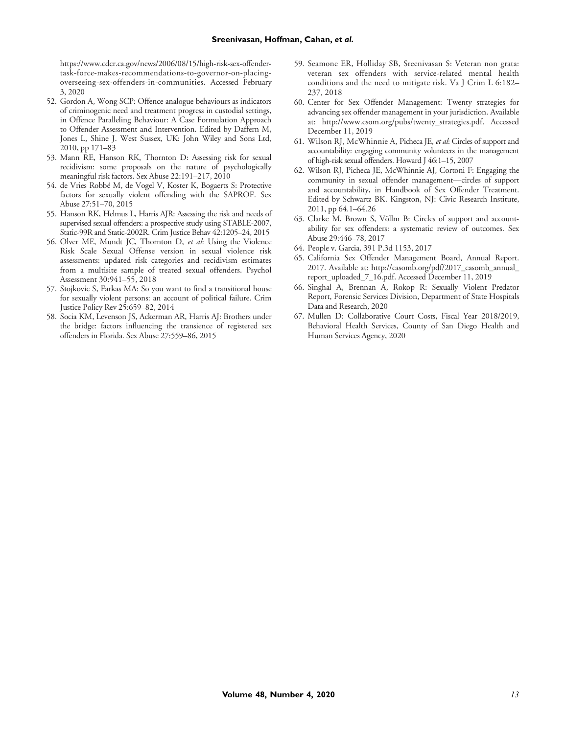https://www.cdcr.ca.gov/news/2006/08/15/high-risk-sex-offender-task-force-makes-recommendations-to-governor-on-placing-overseeing-sex-offenders-in-communities. Accessed February 3, 2020

52. Gordon A, Wong SCP: Offence analogue behaviours as indicators of criminogenic need and treatment progress in custodial settings, in Offence Paralleling Behaviour: A Case Formulation Approach to Offender Assessment and Intervention. Edited by Daffern M, Jones L, Shine J. West Sussex, UK: John Wiley and Sons Ltd, 2010, pp 171–83
53. Mann RE, Hanson RK, Thornton D: Assessing risk for sexual recidivism: some proposals on the nature of psychologically meaningful risk factors. Sex Abuse 22:191–217, 2010
54. de Vries Robbé M, de Vogel V, Koster K, Bogaerts S: Protective factors for sexually violent offending with the SAPROF. Sex Abuse 27:51–70, 2015
55. Hanson RK, Helmus L, Harris AJR: Assessing the risk and needs of supervised sexual offenders: a prospective study using STABLE-2007, Static-99R and Static-2002R. Crim Justice Behav 42:1205–24, 2015
56. Olver ME, Mundt JC, Thornton D, *et al*: Using the Violence Risk Scale Sexual Offense version in sexual violence risk assessments: updated risk categories and recidivism estimates from a multisite sample of treated sexual offenders. Psychol Assessment 30:941–55, 2018
57. Stojkovic S, Farkas MA: So you want to find a transitional house for sexually violent persons: an account of political failure. Crim Justice Policy Rev 25:659–82, 2014
58. Socia KM, Levenson JS, Ackerman AR, Harris AJ: Brothers under the bridge: factors influencing the transience of registered sex offenders in Florida. Sex Abuse 27:559–86, 2015
59. Seamone ER, Holliday SB, Sreenivasan S: Veteran non grata: veteran sex offenders with service-related mental health conditions and the need to mitigate risk. Va J Crim L 6:182–237, 2018
60. Center for Sex Offender Management: Twenty strategies for advancing sex offender management in your jurisdiction. Available at: http://www.csom.org/pubs/twenty_strategies.pdf. Accessed December 11, 2019
61. Wilson RJ, McWhinnie A, Picheca JE, *et al*: Circles of support and accountability: engaging community volunteers in the management of high-risk sexual offenders. Howard J 46:1–15, 2007
62. Wilson RJ, Picheca JE, McWhinnie AJ, Cortoni F: Engaging the community in sexual offender management—circles of support and accountability, in Handbook of Sex Offender Treatment. Edited by Schwartz BK. Kingston, NJ: Civic Research Institute, 2011, pp 64.1–64.26
63. Clarke M, Brown S, Völlm B: Circles of support and accountability for sex offenders: a systematic review of outcomes. Sex Abuse 29:446–78, 2017
64. People v. Garcia, 391 P.3d 1153, 2017
65. California Sex Offender Management Board, Annual Report. 2017. Available at: http://casomb.org/pdf/2017_casomb_annual_report_uploaded_7_16.pdf. Accessed December 11, 2019
66. Singhal A, Brennan A, Rokop R: Sexually Violent Predator Report, Forensic Services Division, Department of State Hospitals Data and Research, 2020
67. Mullen D: Collaborative Court Costs, Fiscal Year 2018/2019, Behavioral Health Services, County of San Diego Health and Human Services Agency, 2020